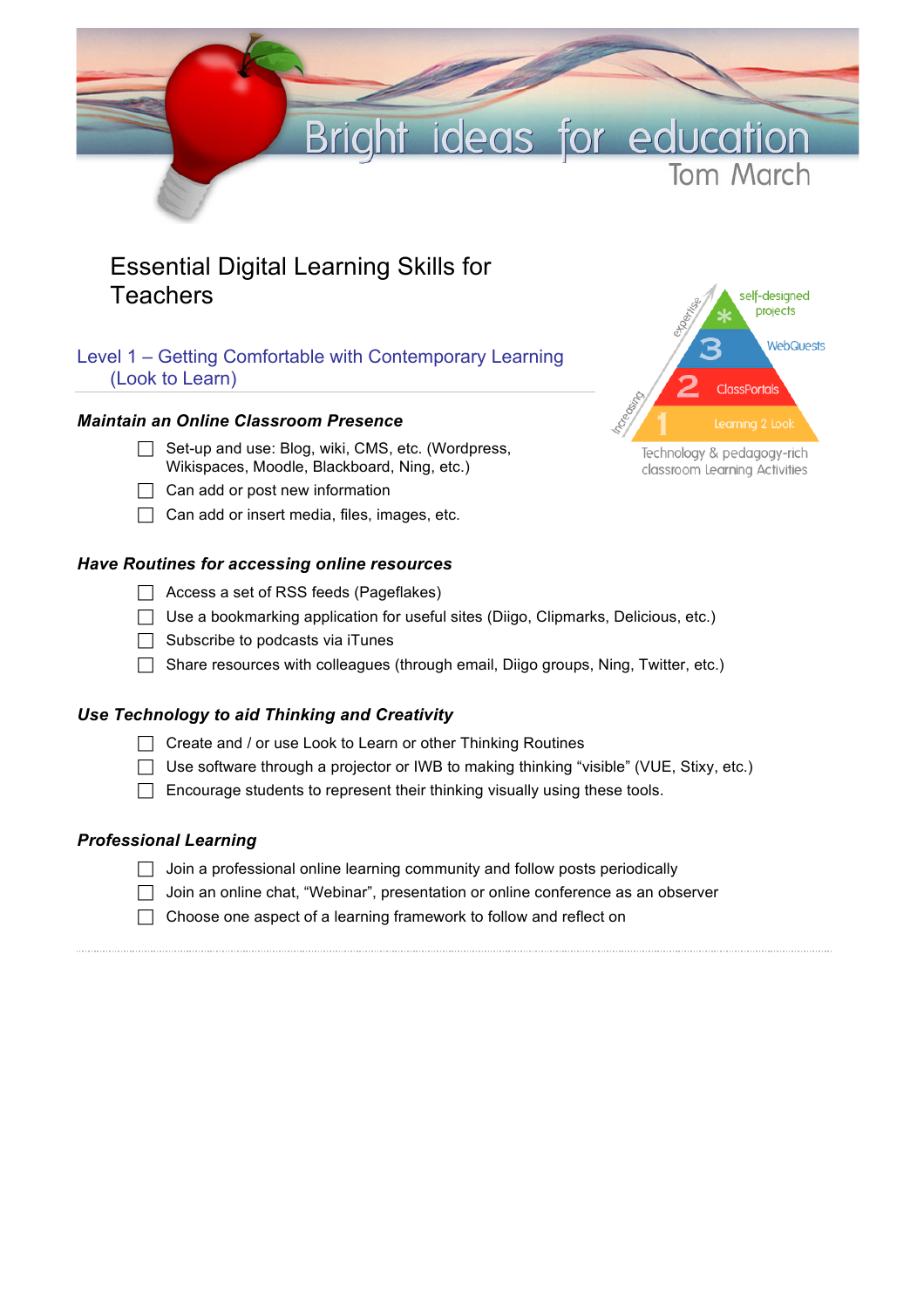Bright ideas for education
Tom March

# Essential Digital Learning Skills for Teachers

## Level 1 – Getting Comfortable with Contemporary Learning (Look to Learn)

### *Maintain an Online Classroom Presence*

- ☐ Set-up and use: Blog, wiki, CMS, etc. (Wordpress, Wikispaces, Moodle, Blackboard, Ning, etc.)
- ☐ Can add or post new information
- ☐ Can add or insert media, files, images, etc.

### *Have Routines for accessing online resources*

- ☐ Access a set of RSS feeds (Pageflakes)
- ☐ Use a bookmarking application for useful sites (Diigo, Clipmarks, Delicious, etc.)
- ☐ Subscribe to podcasts via iTunes
- ☐ Share resources with colleagues (through email, Diigo groups, Ning, Twitter, etc.)

### *Use Technology to aid Thinking and Creativity*

- ☐ Create and / or use Look to Learn or other Thinking Routines
- ☐ Use software through a projector or IWB to making thinking "visible" (VUE, Stixy, etc.)
- ☐ Encourage students to represent their thinking visually using these tools.

### *Professional Learning*

- ☐ Join a professional online learning community and follow posts periodically
- ☐ Join an online chat, "Webinar", presentation or online conference as an observer
- ☐ Choose one aspect of a learning framework to follow and reflect on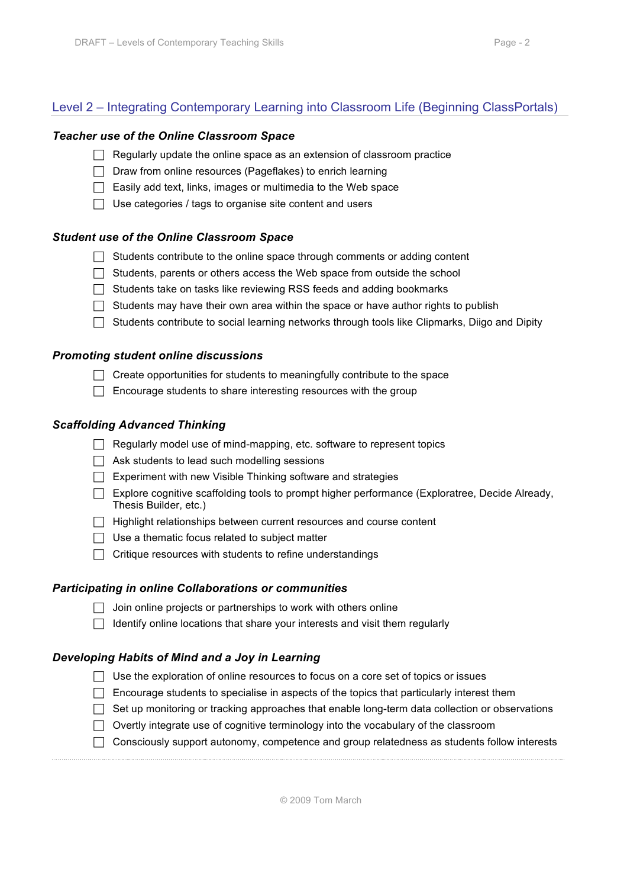## Level 2 – Integrating Contemporary Learning into Classroom Life (Beginning ClassPortals)

### *Teacher use of the Online Classroom Space*

- [ ] Regularly update the online space as an extension of classroom practice
- [ ] Draw from online resources (Pageflakes) to enrich learning
- [ ] Easily add text, links, images or multimedia to the Web space
- [ ] Use categories / tags to organise site content and users

### *Student use of the Online Classroom Space*

- [ ] Students contribute to the online space through comments or adding content
- [ ] Students, parents or others access the Web space from outside the school
- [ ] Students take on tasks like reviewing RSS feeds and adding bookmarks
- [ ] Students may have their own area within the space or have author rights to publish
- [ ] Students contribute to social learning networks through tools like Clipmarks, Diigo and Dipity

### *Promoting student online discussions*

- [ ] Create opportunities for students to meaningfully contribute to the space
- [ ] Encourage students to share interesting resources with the group

### *Scaffolding Advanced Thinking*

- [ ] Regularly model use of mind-mapping, etc. software to represent topics
- [ ] Ask students to lead such modelling sessions
- [ ] Experiment with new Visible Thinking software and strategies
- [ ] Explore cognitive scaffolding tools to prompt higher performance (Exploratree, Decide Already, Thesis Builder, etc.)
- [ ] Highlight relationships between current resources and course content
- [ ] Use a thematic focus related to subject matter
- [ ] Critique resources with students to refine understandings

### *Participating in online Collaborations or communities*

- [ ] Join online projects or partnerships to work with others online
- [ ] Identify online locations that share your interests and visit them regularly

### *Developing Habits of Mind and a Joy in Learning*

- [ ] Use the exploration of online resources to focus on a core set of topics or issues
- [ ] Encourage students to specialise in aspects of the topics that particularly interest them
- [ ] Set up monitoring or tracking approaches that enable long-term data collection or observations
- [ ] Overtly integrate use of cognitive terminology into the vocabulary of the classroom
- [ ] Consciously support autonomy, competence and group relatedness as students follow interests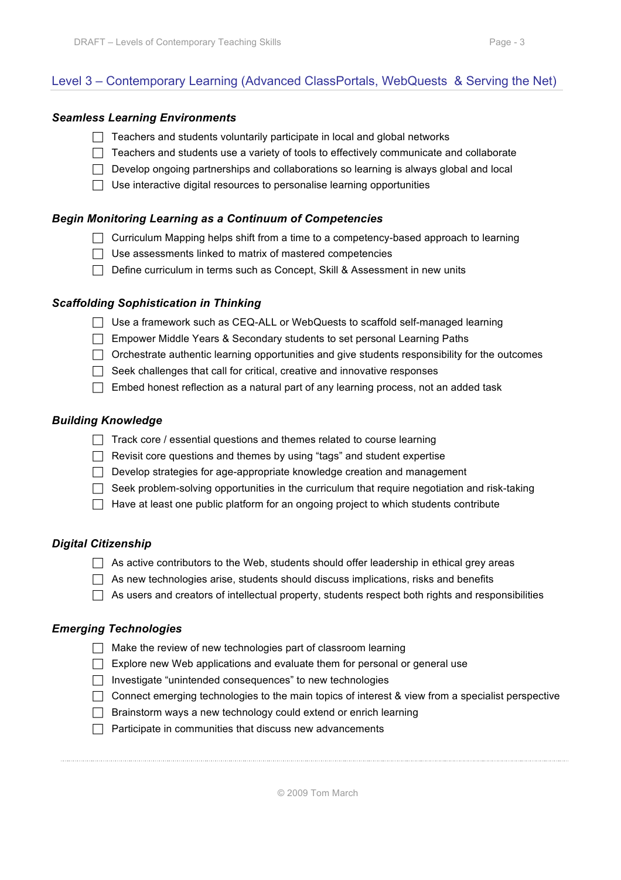## Level 3 – Contemporary Learning (Advanced ClassPortals, WebQuests & Serving the Net)

### *Seamless Learning Environments*

- [ ] Teachers and students voluntarily participate in local and global networks
- [ ] Teachers and students use a variety of tools to effectively communicate and collaborate
- [ ] Develop ongoing partnerships and collaborations so learning is always global and local
- [ ] Use interactive digital resources to personalise learning opportunities

### *Begin Monitoring Learning as a Continuum of Competencies*

- [ ] Curriculum Mapping helps shift from a time to a competency-based approach to learning
- [ ] Use assessments linked to matrix of mastered competencies
- [ ] Define curriculum in terms such as Concept, Skill & Assessment in new units

### *Scaffolding Sophistication in Thinking*

- [ ] Use a framework such as CEQ-ALL or WebQuests to scaffold self-managed learning
- [ ] Empower Middle Years & Secondary students to set personal Learning Paths
- [ ] Orchestrate authentic learning opportunities and give students responsibility for the outcomes
- [ ] Seek challenges that call for critical, creative and innovative responses
- [ ] Embed honest reflection as a natural part of any learning process, not an added task

### *Building Knowledge*

- [ ] Track core / essential questions and themes related to course learning
- [ ] Revisit core questions and themes by using "tags" and student expertise
- [ ] Develop strategies for age-appropriate knowledge creation and management
- [ ] Seek problem-solving opportunities in the curriculum that require negotiation and risk-taking
- [ ] Have at least one public platform for an ongoing project to which students contribute

### *Digital Citizenship*

- [ ] As active contributors to the Web, students should offer leadership in ethical grey areas
- [ ] As new technologies arise, students should discuss implications, risks and benefits
- [ ] As users and creators of intellectual property, students respect both rights and responsibilities

### *Emerging Technologies*

- [ ] Make the review of new technologies part of classroom learning
- [ ] Explore new Web applications and evaluate them for personal or general use
- [ ] Investigate "unintended consequences" to new technologies
- [ ] Connect emerging technologies to the main topics of interest & view from a specialist perspective
- [ ] Brainstorm ways a new technology could extend or enrich learning
- [ ] Participate in communities that discuss new advancements